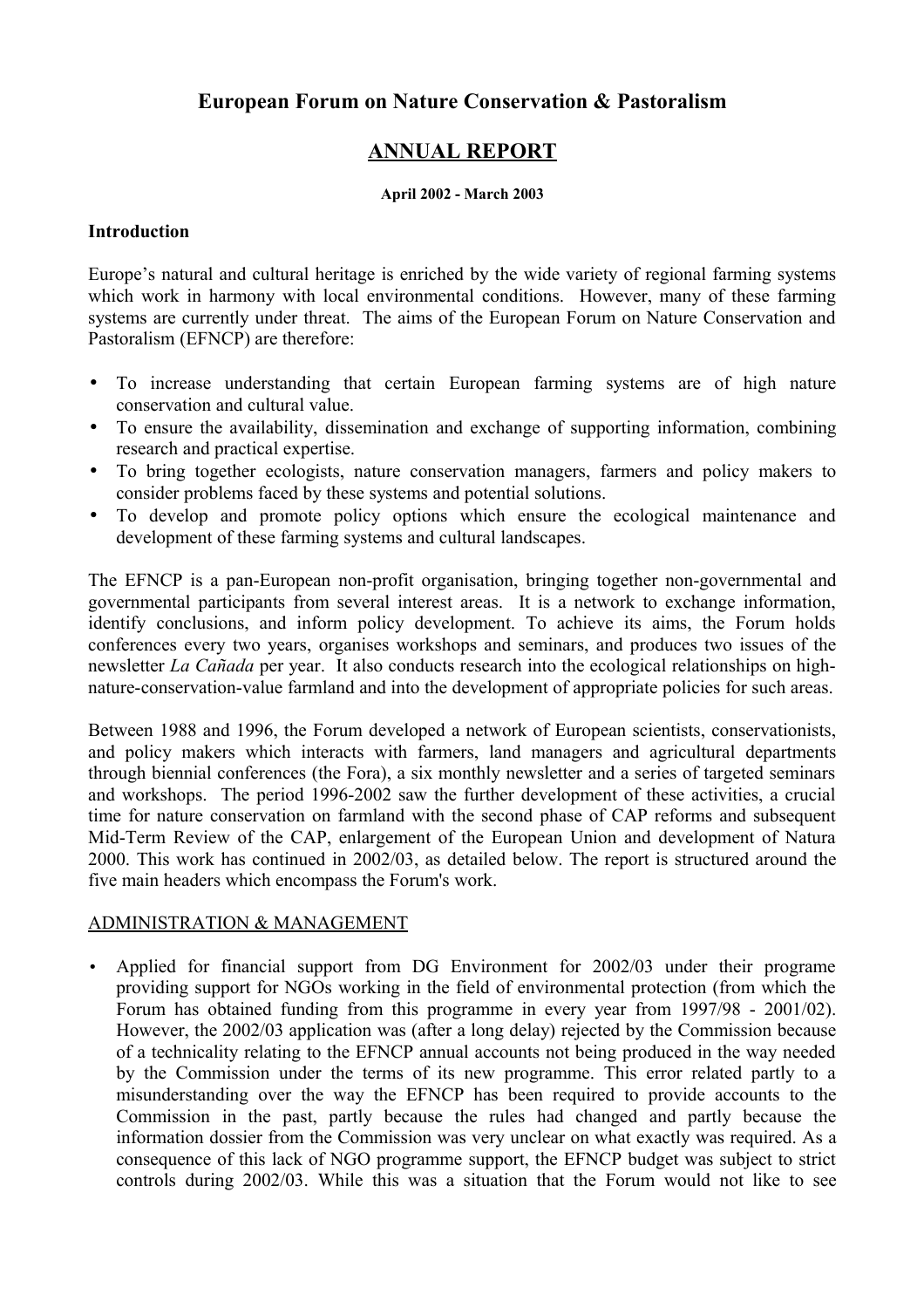# European Forum on Nature Conservation & Pastoralism

## ANNUAL REPORT

**April 2002 - March 2003**

**Introduction**

Europe's natural and cultural heritage is enriched by the wide variety of regional farming systems which work in harmony with local environmental conditions. However, many of these farming systems are currently under threat. The aims of the European Forum on Nature Conservation and Pastoralism (EFNCP) are therefore:

- To increase understanding that certain European farming systems are of high nature conservation and cultural value.
- To ensure the availability, dissemination and exchange of supporting information, combining research and practical expertise.
- To bring together ecologists, nature conservation managers, farmers and policy makers to consider problems faced by these systems and potential solutions.
- To develop and promote policy options which ensure the ecological maintenance and development of these farming systems and cultural landscapes.

The EFNCP is a pan-European non-profit organisation, bringing together non-governmental and governmental participants from several interest areas. It is a network to exchange information, identify conclusions, and inform policy development. To achieve its aims, the Forum holds conferences every two years, organises workshops and seminars, and produces two issues of the newsletter *La Cañada* per year. It also conducts research into the ecological relationships on high-nature-conservation-value farmland and into the development of appropriate policies for such areas.

Between 1988 and 1996, the Forum developed a network of European scientists, conservationists, and policy makers which interacts with farmers, land managers and agricultural departments through biennial conferences (the Fora), a six monthly newsletter and a series of targeted seminars and workshops. The period 1996-2002 saw the further development of these activities, a crucial time for nature conservation on farmland with the second phase of CAP reforms and subsequent Mid-Term Review of the CAP, enlargement of the European Union and development of Natura 2000. This work has continued in 2002/03, as detailed below. The report is structured around the five main headers which encompass the Forum's work.

ADMINISTRATION & MANAGEMENT

- Applied for financial support from DG Environment for 2002/03 under their programe providing support for NGOs working in the field of environmental protection (from which the Forum has obtained funding from this programme in every year from 1997/98 - 2001/02). However, the 2002/03 application was (after a long delay) rejected by the Commission because of a technicality relating to the EFNCP annual accounts not being produced in the way needed by the Commission under the terms of its new programme. This error related partly to a misunderstanding over the way the EFNCP has been required to provide accounts to the Commission in the past, partly because the rules had changed and partly because the information dossier from the Commission was very unclear on what exactly was required. As a consequence of this lack of NGO programme support, the EFNCP budget was subject to strict controls during 2002/03. While this was a situation that the Forum would not like to see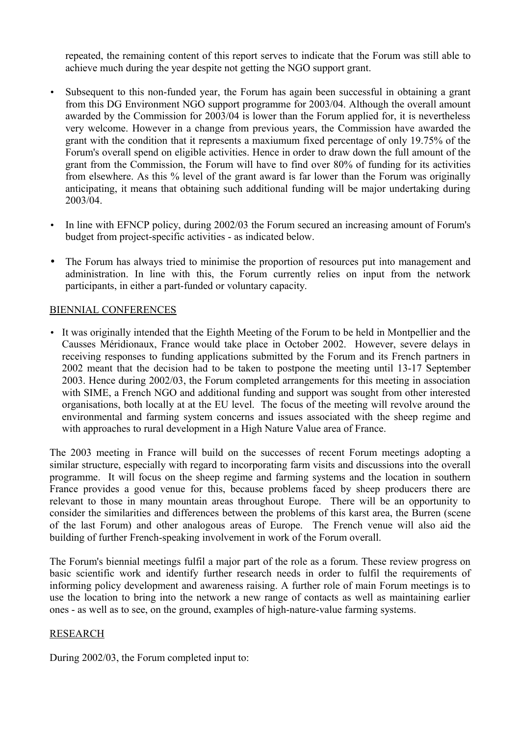repeated, the remaining content of this report serves to indicate that the Forum was still able to achieve much during the year despite not getting the NGO support grant.

- Subsequent to this non-funded year, the Forum has again been successful in obtaining a grant from this DG Environment NGO support programme for 2003/04. Although the overall amount awarded by the Commission for 2003/04 is lower than the Forum applied for, it is nevertheless very welcome. However in a change from previous years, the Commission have awarded the grant with the condition that it represents a maxiumum fixed percentage of only 19.75% of the Forum's overall spend on eligible activities. Hence in order to draw down the full amount of the grant from the Commission, the Forum will have to find over 80% of funding for its activities from elsewhere. As this % level of the grant award is far lower than the Forum was originally anticipating, it means that obtaining such additional funding will be major undertaking during 2003/04.
- In line with EFNCP policy, during 2002/03 the Forum secured an increasing amount of Forum's budget from project-specific activities - as indicated below.
- The Forum has always tried to minimise the proportion of resources put into management and administration. In line with this, the Forum currently relies on input from the network participants, in either a part-funded or voluntary capacity.

## BIENNIAL CONFERENCES

- It was originally intended that the Eighth Meeting of the Forum to be held in Montpellier and the Causses Méridionaux, France would take place in October 2002. However, severe delays in receiving responses to funding applications submitted by the Forum and its French partners in 2002 meant that the decision had to be taken to postpone the meeting until 13-17 September 2003. Hence during 2002/03, the Forum completed arrangements for this meeting in association with SIME, a French NGO and additional funding and support was sought from other interested organisations, both locally at at the EU level. The focus of the meeting will revolve around the environmental and farming system concerns and issues associated with the sheep regime and with approaches to rural development in a High Nature Value area of France.

The 2003 meeting in France will build on the successes of recent Forum meetings adopting a similar structure, especially with regard to incorporating farm visits and discussions into the overall programme. It will focus on the sheep regime and farming systems and the location in southern France provides a good venue for this, because problems faced by sheep producers there are relevant to those in many mountain areas throughout Europe. There will be an opportunity to consider the similarities and differences between the problems of this karst area, the Burren (scene of the last Forum) and other analogous areas of Europe. The French venue will also aid the building of further French-speaking involvement in work of the Forum overall.

The Forum's biennial meetings fulfil a major part of the role as a forum. These review progress on basic scientific work and identify further research needs in order to fulfil the requirements of informing policy development and awareness raising. A further role of main Forum meetings is to use the location to bring into the network a new range of contacts as well as maintaining earlier ones - as well as to see, on the ground, examples of high-nature-value farming systems.

## RESEARCH

During 2002/03, the Forum completed input to: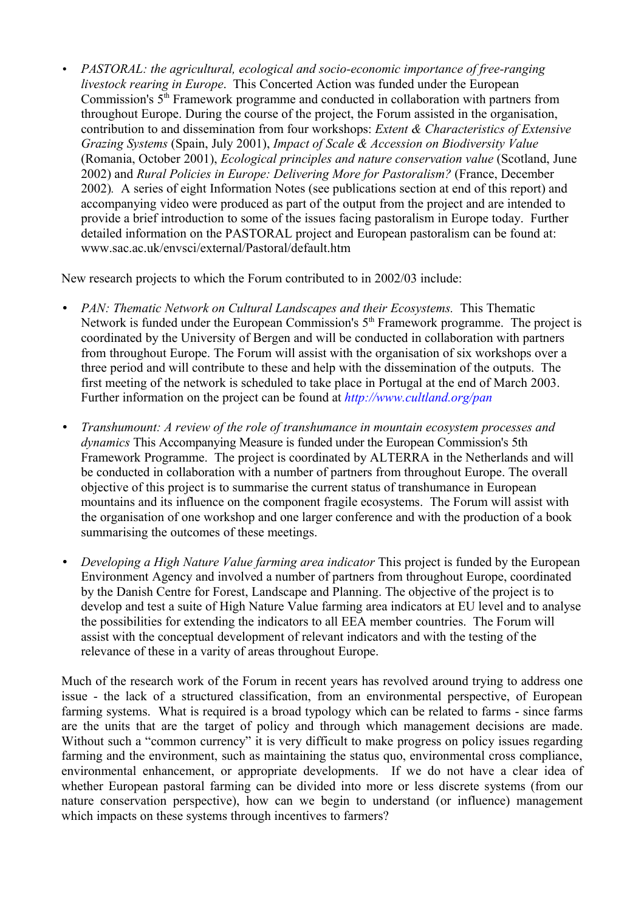- *PASTORAL: the agricultural, ecological and socio-economic importance of free-ranging livestock rearing in Europe*. This Concerted Action was funded under the European Commission's 5th Framework programme and conducted in collaboration with partners from throughout Europe. During the course of the project, the Forum assisted in the organisation, contribution to and dissemination from four workshops: *Extent & Characteristics of Extensive Grazing Systems* (Spain, July 2001), *Impact of Scale & Accession on Biodiversity Value* (Romania, October 2001), *Ecological principles and nature conservation value* (Scotland, June 2002) and *Rural Policies in Europe: Delivering More for Pastoralism?* (France, December 2002). A series of eight Information Notes (see publications section at end of this report) and accompanying video were produced as part of the output from the project and are intended to provide a brief introduction to some of the issues facing pastoralism in Europe today. Further detailed information on the PASTORAL project and European pastoralism can be found at: www.sac.ac.uk/envsci/external/Pastoral/default.htm

New research projects to which the Forum contributed to in 2002/03 include:

- *PAN: Thematic Network on Cultural Landscapes and their Ecosystems.* This Thematic Network is funded under the European Commission's 5th Framework programme. The project is coordinated by the University of Bergen and will be conducted in collaboration with partners from throughout Europe. The Forum will assist with the organisation of six workshops over a three period and will contribute to these and help with the dissemination of the outputs. The first meeting of the network is scheduled to take place in Portugal at the end of March 2003. Further information on the project can be found at *http://www.cultland.org/pan*

- *Transhumount: A review of the role of transhumance in mountain ecosystem processes and dynamics* This Accompanying Measure is funded under the European Commission's 5th Framework Programme. The project is coordinated by ALTERRA in the Netherlands and will be conducted in collaboration with a number of partners from throughout Europe. The overall objective of this project is to summarise the current status of transhumance in European mountains and its influence on the component fragile ecosystems. The Forum will assist with the organisation of one workshop and one larger conference and with the production of a book summarising the outcomes of these meetings.

- *Developing a High Nature Value farming area indicator* This project is funded by the European Environment Agency and involved a number of partners from throughout Europe, coordinated by the Danish Centre for Forest, Landscape and Planning. The objective of the project is to develop and test a suite of High Nature Value farming area indicators at EU level and to analyse the possibilities for extending the indicators to all EEA member countries. The Forum will assist with the conceptual development of relevant indicators and with the testing of the relevance of these in a varity of areas throughout Europe.

Much of the research work of the Forum in recent years has revolved around trying to address one issue - the lack of a structured classification, from an environmental perspective, of European farming systems. What is required is a broad typology which can be related to farms - since farms are the units that are the target of policy and through which management decisions are made. Without such a "common currency" it is very difficult to make progress on policy issues regarding farming and the environment, such as maintaining the status quo, environmental cross compliance, environmental enhancement, or appropriate developments. If we do not have a clear idea of whether European pastoral farming can be divided into more or less discrete systems (from our nature conservation perspective), how can we begin to understand (or influence) management which impacts on these systems through incentives to farmers?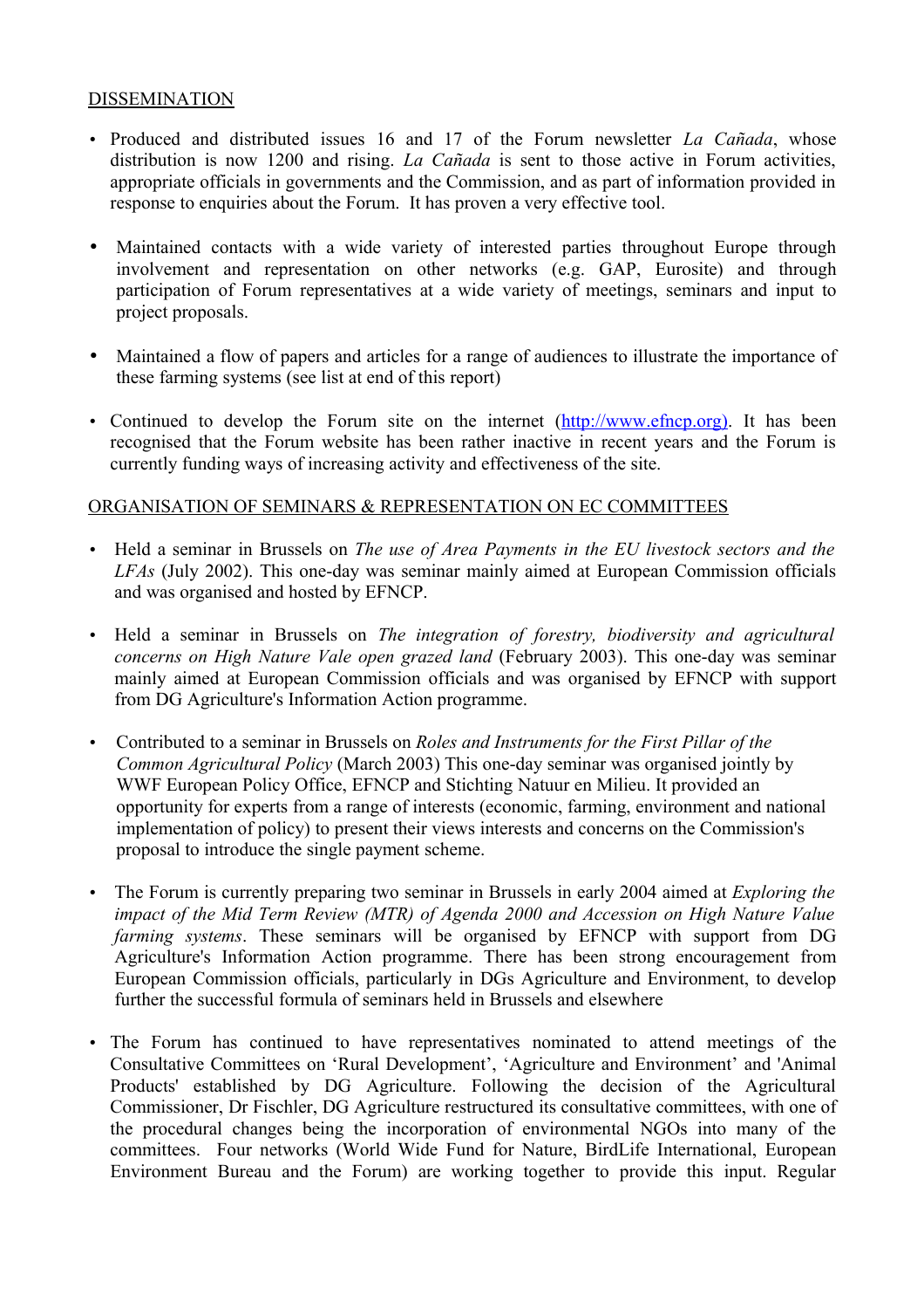DISSEMINATION

- Produced and distributed issues 16 and 17 of the Forum newsletter *La Cañada*, whose distribution is now 1200 and rising. *La Cañada* is sent to those active in Forum activities, appropriate officials in governments and the Commission, and as part of information provided in response to enquiries about the Forum. It has proven a very effective tool.

- Maintained contacts with a wide variety of interested parties throughout Europe through involvement and representation on other networks (e.g. GAP, Eurosite) and through participation of Forum representatives at a wide variety of meetings, seminars and input to project proposals.

- Maintained a flow of papers and articles for a range of audiences to illustrate the importance of these farming systems (see list at end of this report)

- Continued to develop the Forum site on the internet (http://www.efncp.org). It has been recognised that the Forum website has been rather inactive in recent years and the Forum is currently funding ways of increasing activity and effectiveness of the site.

ORGANISATION OF SEMINARS & REPRESENTATION ON EC COMMITTEES

- Held a seminar in Brussels on *The use of Area Payments in the EU livestock sectors and the LFAs* (July 2002). This one-day was seminar mainly aimed at European Commission officials and was organised and hosted by EFNCP.

- Held a seminar in Brussels on *The integration of forestry, biodiversity and agricultural concerns on High Nature Vale open grazed land* (February 2003). This one-day was seminar mainly aimed at European Commission officials and was organised by EFNCP with support from DG Agriculture's Information Action programme.

- Contributed to a seminar in Brussels on *Roles and Instruments for the First Pillar of the Common Agricultural Policy* (March 2003) This one-day seminar was organised jointly by WWF European Policy Office, EFNCP and Stichting Natuur en Milieu. It provided an opportunity for experts from a range of interests (economic, farming, environment and national implementation of policy) to present their views interests and concerns on the Commission's proposal to introduce the single payment scheme.

- The Forum is currently preparing two seminar in Brussels in early 2004 aimed at *Exploring the impact of the Mid Term Review (MTR) of Agenda 2000 and Accession on High Nature Value farming systems*. These seminars will be organised by EFNCP with support from DG Agriculture's Information Action programme. There has been strong encouragement from European Commission officials, particularly in DGs Agriculture and Environment, to develop further the successful formula of seminars held in Brussels and elsewhere

- The Forum has continued to have representatives nominated to attend meetings of the Consultative Committees on 'Rural Development', 'Agriculture and Environment' and 'Animal Products' established by DG Agriculture. Following the decision of the Agricultural Commissioner, Dr Fischler, DG Agriculture restructured its consultative committees, with one of the procedural changes being the incorporation of environmental NGOs into many of the committees. Four networks (World Wide Fund for Nature, BirdLife International, European Environment Bureau and the Forum) are working together to provide this input. Regular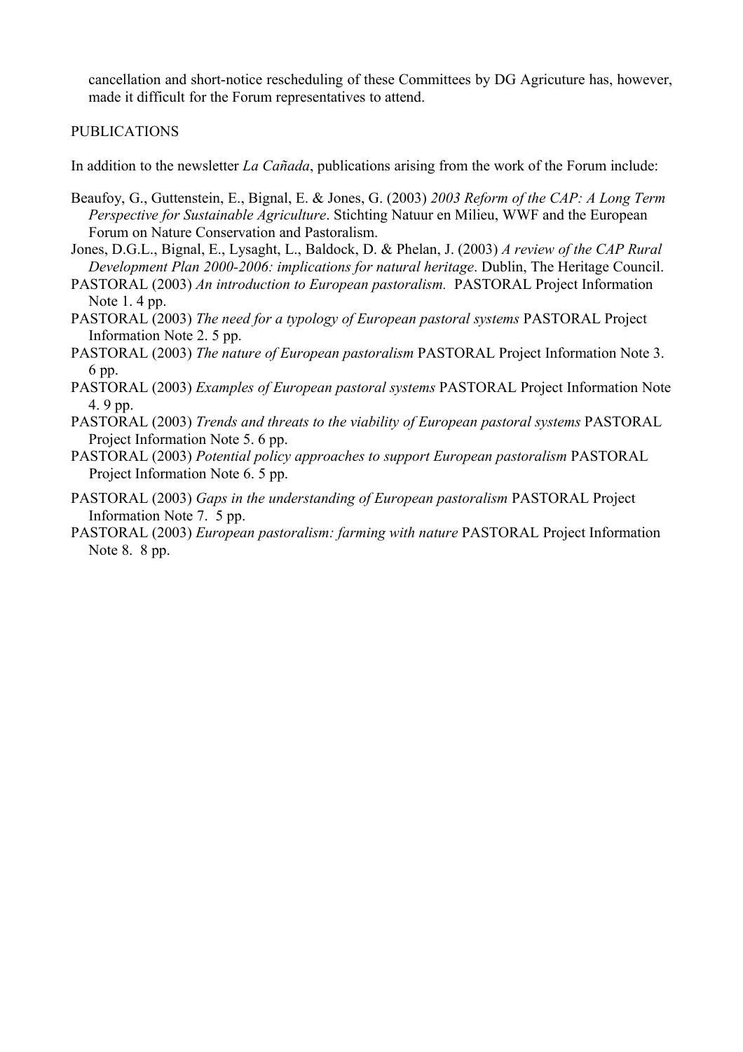cancellation and short-notice rescheduling of these Committees by DG Agricuture has, however, made it difficult for the Forum representatives to attend.

PUBLICATIONS

In addition to the newsletter *La Cañada*, publications arising from the work of the Forum include:

Beaufoy, G., Guttenstein, E., Bignal, E. & Jones, G. (2003) *2003 Reform of the CAP: A Long Term Perspective for Sustainable Agriculture*. Stichting Natuur en Milieu, WWF and the European Forum on Nature Conservation and Pastoralism.

Jones, D.G.L., Bignal, E., Lysaght, L., Baldock, D. & Phelan, J. (2003) *A review of the CAP Rural Development Plan 2000-2006: implications for natural heritage*. Dublin, The Heritage Council.

PASTORAL (2003) *An introduction to European pastoralism.* PASTORAL Project Information Note 1. 4 pp.

PASTORAL (2003) *The need for a typology of European pastoral systems* PASTORAL Project Information Note 2. 5 pp.

PASTORAL (2003) *The nature of European pastoralism* PASTORAL Project Information Note 3. 6 pp.

PASTORAL (2003) *Examples of European pastoral systems* PASTORAL Project Information Note 4. 9 pp.

PASTORAL (2003) *Trends and threats to the viability of European pastoral systems* PASTORAL Project Information Note 5. 6 pp.

PASTORAL (2003) *Potential policy approaches to support European pastoralism* PASTORAL Project Information Note 6. 5 pp.

PASTORAL (2003) *Gaps in the understanding of European pastoralism* PASTORAL Project Information Note 7. 5 pp.

PASTORAL (2003) *European pastoralism: farming with nature* PASTORAL Project Information Note 8. 8 pp.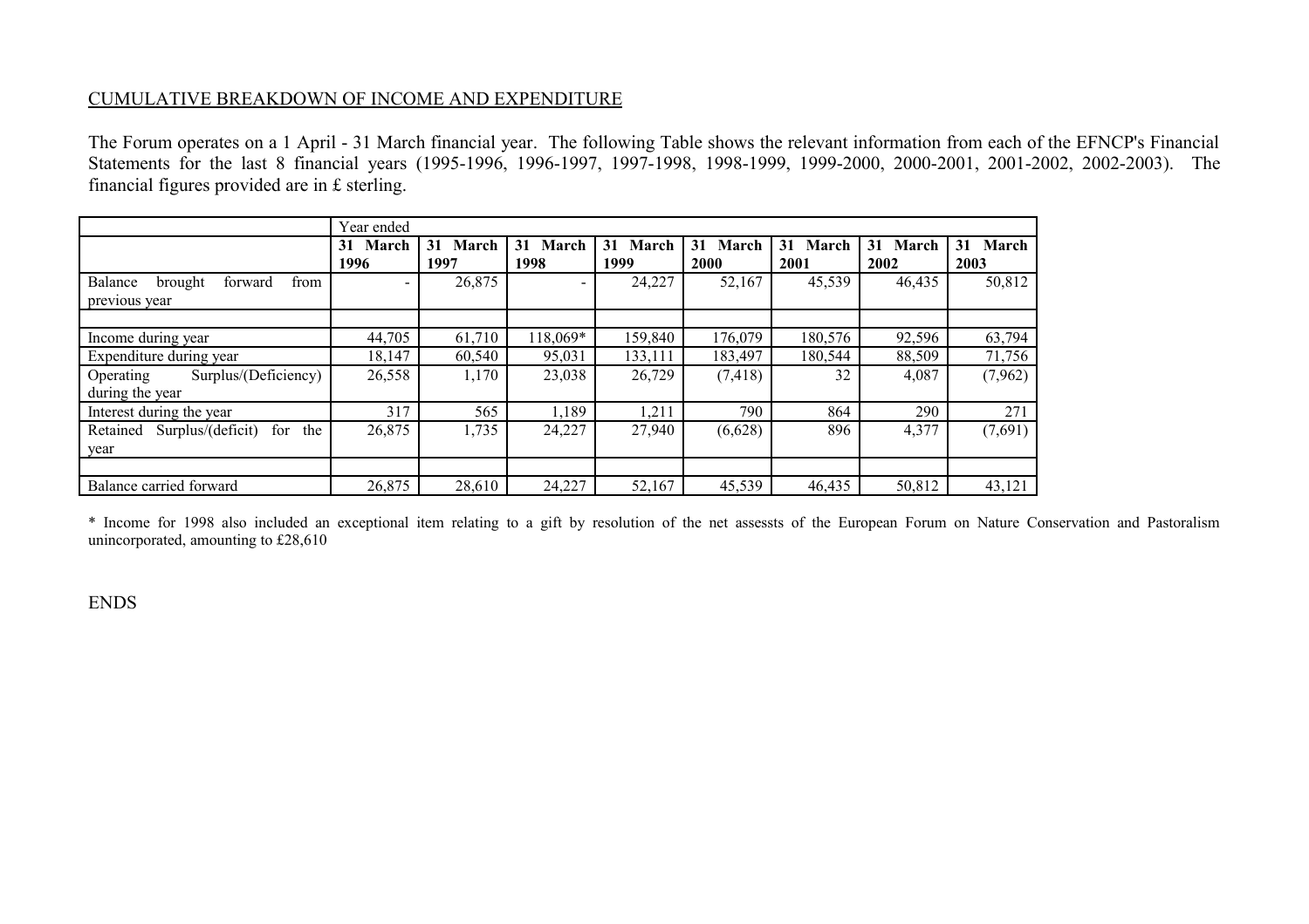CUMULATIVE BREAKDOWN OF INCOME AND EXPENDITURE

The Forum operates on a 1 April - 31 March financial year. The following Table shows the relevant information from each of the EFNCP's Financial Statements for the last 8 financial years (1995-1996, 1996-1997, 1997-1998, 1998-1999, 1999-2000, 2000-2001, 2001-2002, 2002-2003). The financial figures provided are in £ sterling.

| | Year ended | | | | | | | |
|---|---|---|---|---|---|---|---|---|
| | **31 March 1996** | **31 March 1997** | **31 March 1998** | **31 March 1999** | **31 March 2000** | **31 March 2001** | **31 March 2002** | **31 March 2003** |
| Balance brought forward from previous year | - | 26,875 | - | 24,227 | 52,167 | 45,539 | 46,435 | 50,812 |
| | | | | | | | | |
| Income during year | 44,705 | 61,710 | 118,069* | 159,840 | 176,079 | 180,576 | 92,596 | 63,794 |
| Expenditure during year | 18,147 | 60,540 | 95,031 | 133,111 | 183,497 | 180,544 | 88,509 | 71,756 |
| Operating Surplus/(Deficiency) during the year | 26,558 | 1,170 | 23,038 | 26,729 | (7,418) | 32 | 4,087 | (7,962) |
| Interest during the year | 317 | 565 | 1,189 | 1,211 | 790 | 864 | 290 | 271 |
| Retained Surplus/(deficit) for the year | 26,875 | 1,735 | 24,227 | 27,940 | (6,628) | 896 | 4,377 | (7,691) |
| | | | | | | | | |
| Balance carried forward | 26,875 | 28,610 | 24,227 | 52,167 | 45,539 | 46,435 | 50,812 | 43,121 |

* Income for 1998 also included an exceptional item relating to a gift by resolution of the net assessts of the European Forum on Nature Conservation and Pastoralism unincorporated, amounting to £28,610

ENDS